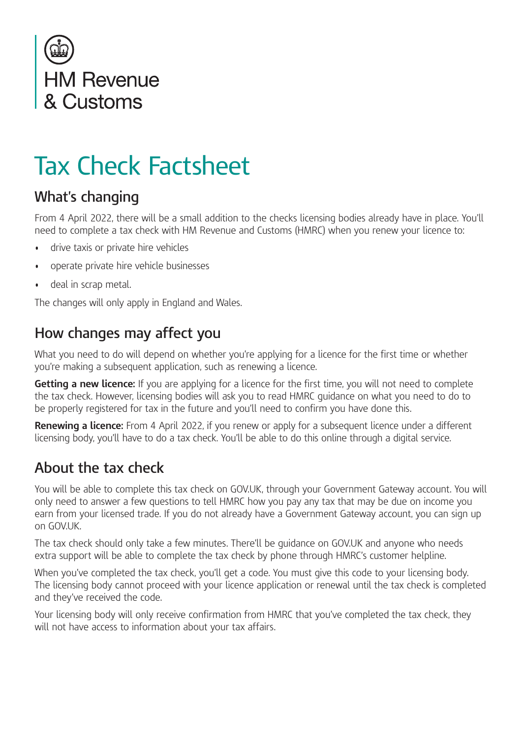HM Revenue & Customs

# Tax Check Factsheet

## What's changing

From 4 April 2022, there will be a small addition to the checks licensing bodies already have in place. You'll need to complete a tax check with HM Revenue and Customs (HMRC) when you renew your licence to:

- drive taxis or private hire vehicles
- operate private hire vehicle businesses
- deal in scrap metal.

The changes will only apply in England and Wales.

## How changes may affect you

What you need to do will depend on whether you're applying for a licence for the first time or whether you're making a subsequent application, such as renewing a licence.

**Getting a new licence:** If you are applying for a licence for the first time, you will not need to complete the tax check. However, licensing bodies will ask you to read HMRC guidance on what you need to do to be properly registered for tax in the future and you'll need to confirm you have done this.

**Renewing a licence:** From 4 April 2022, if you renew or apply for a subsequent licence under a different licensing body, you'll have to do a tax check. You'll be able to do this online through a digital service.

## About the tax check

You will be able to complete this tax check on GOV.UK, through your Government Gateway account. You will only need to answer a few questions to tell HMRC how you pay any tax that may be due on income you earn from your licensed trade. If you do not already have a Government Gateway account, you can sign up on GOV.UK.

The tax check should only take a few minutes. There'll be guidance on GOV.UK and anyone who needs extra support will be able to complete the tax check by phone through HMRC's customer helpline.

When you've completed the tax check, you'll get a code. You must give this code to your licensing body. The licensing body cannot proceed with your licence application or renewal until the tax check is completed and they've received the code.

Your licensing body will only receive confirmation from HMRC that you've completed the tax check, they will not have access to information about your tax affairs.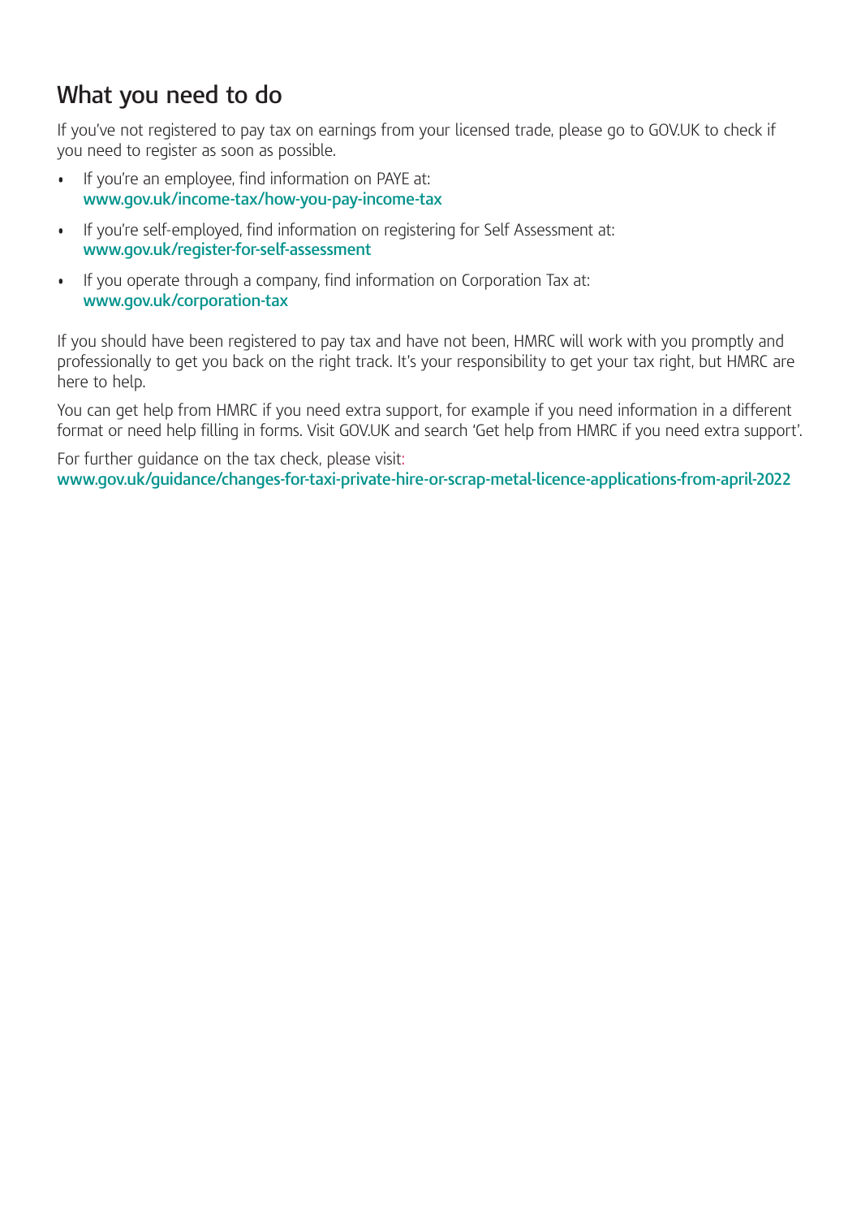## What you need to do

If you've not registered to pay tax on earnings from your licensed trade, please go to GOV.UK to check if you need to register as soon as possible.

- If you're an employee, find information on PAYE at: www.gov.uk/income-tax/how-you-pay-income-tax
- If you're self-employed, find information on registering for Self Assessment at: www.gov.uk/register-for-self-assessment
- If you operate through a company, find information on Corporation Tax at: www.gov.uk/corporation-tax

If you should have been registered to pay tax and have not been, HMRC will work with you promptly and professionally to get you back on the right track. It's your responsibility to get your tax right, but HMRC are here to help.

You can get help from HMRC if you need extra support, for example if you need information in a different format or need help filling in forms. Visit GOV.UK and search 'Get help from HMRC if you need extra support'.

For further guidance on the tax check, please visit:
www.gov.uk/guidance/changes-for-taxi-private-hire-or-scrap-metal-licence-applications-from-april-2022